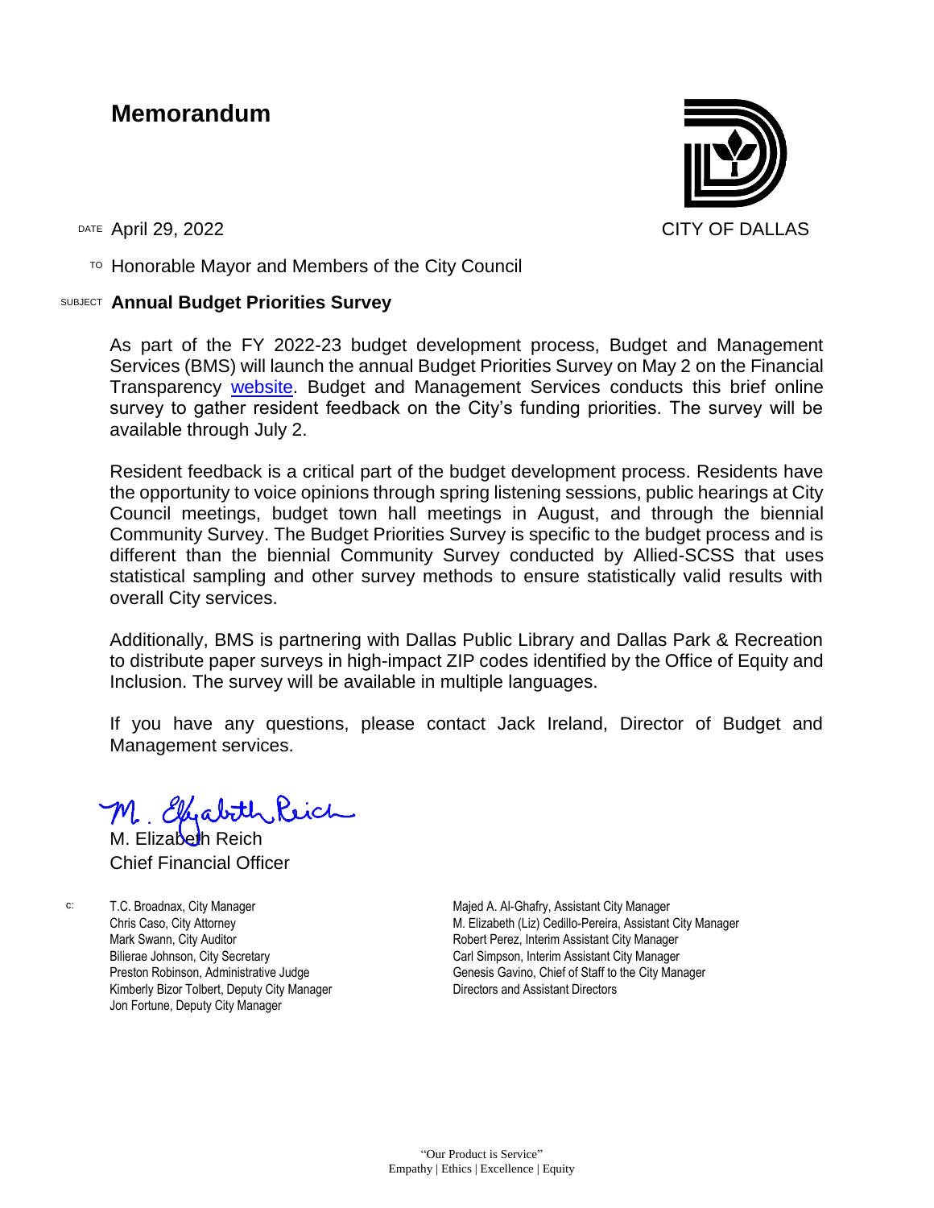# Memorandum

CITY OF DALLAS

DATE April 29, 2022

TO Honorable Mayor and Members of the City Council

SUBJECT **Annual Budget Priorities Survey**

As part of the FY 2022-23 budget development process, Budget and Management Services (BMS) will launch the annual Budget Priorities Survey on May 2 on the Financial Transparency website. Budget and Management Services conducts this brief online survey to gather resident feedback on the City's funding priorities. The survey will be available through July 2.

Resident feedback is a critical part of the budget development process. Residents have the opportunity to voice opinions through spring listening sessions, public hearings at City Council meetings, budget town hall meetings in August, and through the biennial Community Survey. The Budget Priorities Survey is specific to the budget process and is different than the biennial Community Survey conducted by Allied-SCSS that uses statistical sampling and other survey methods to ensure statistically valid results with overall City services.

Additionally, BMS is partnering with Dallas Public Library and Dallas Park & Recreation to distribute paper surveys in high-impact ZIP codes identified by the Office of Equity and Inclusion. The survey will be available in multiple languages.

If you have any questions, please contact Jack Ireland, Director of Budget and Management services.

M. Elizabeth Reich
Chief Financial Officer

c:
T.C. Broadnax, City Manager
Chris Caso, City Attorney
Mark Swann, City Auditor
Bilierae Johnson, City Secretary
Preston Robinson, Administrative Judge
Kimberly Bizor Tolbert, Deputy City Manager
Jon Fortune, Deputy City Manager
Majed A. Al-Ghafry, Assistant City Manager
M. Elizabeth (Liz) Cedillo-Pereira, Assistant City Manager
Robert Perez, Interim Assistant City Manager
Carl Simpson, Interim Assistant City Manager
Genesis Gavino, Chief of Staff to the City Manager
Directors and Assistant Directors

"Our Product is Service"
Empathy | Ethics | Excellence | Equity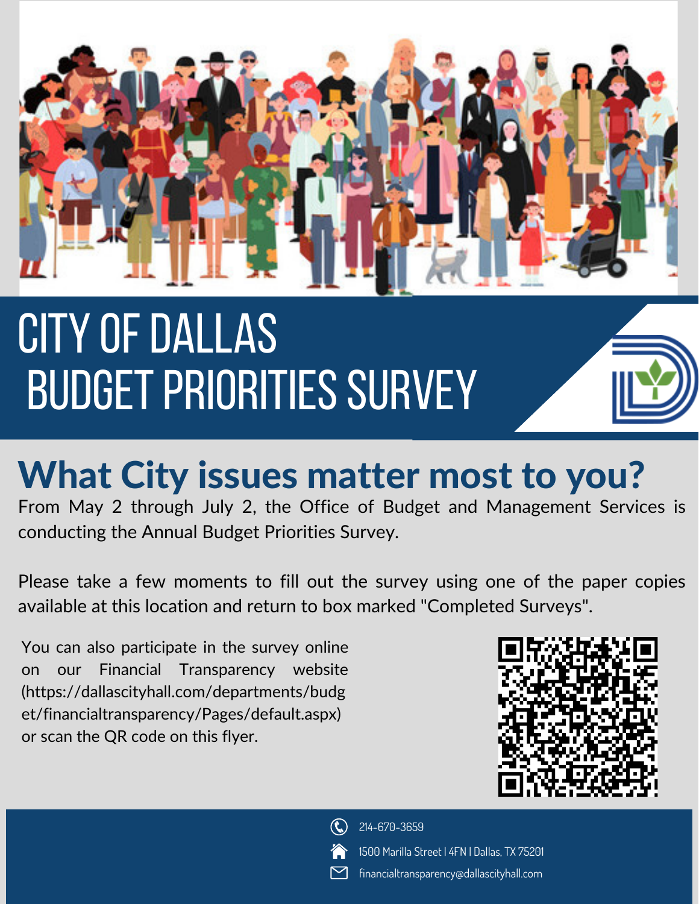# CITY OF DALLAS BUDGET PRIORITIES SURVEY

## What City issues matter most to you?

From May 2 through July 2, the Office of Budget and Management Services is conducting the Annual Budget Priorities Survey.

Please take a few moments to fill out the survey using one of the paper copies available at this location and return to box marked "Completed Surveys".

You can also participate in the survey online on our Financial Transparency website (https://dallascityhall.com/departments/budget/financialtransparency/Pages/default.aspx) or scan the QR code on this flyer.

214-670-3659

1500 Marilla Street | 4FN | Dallas, TX 75201

financialtransparency@dallascityhall.com